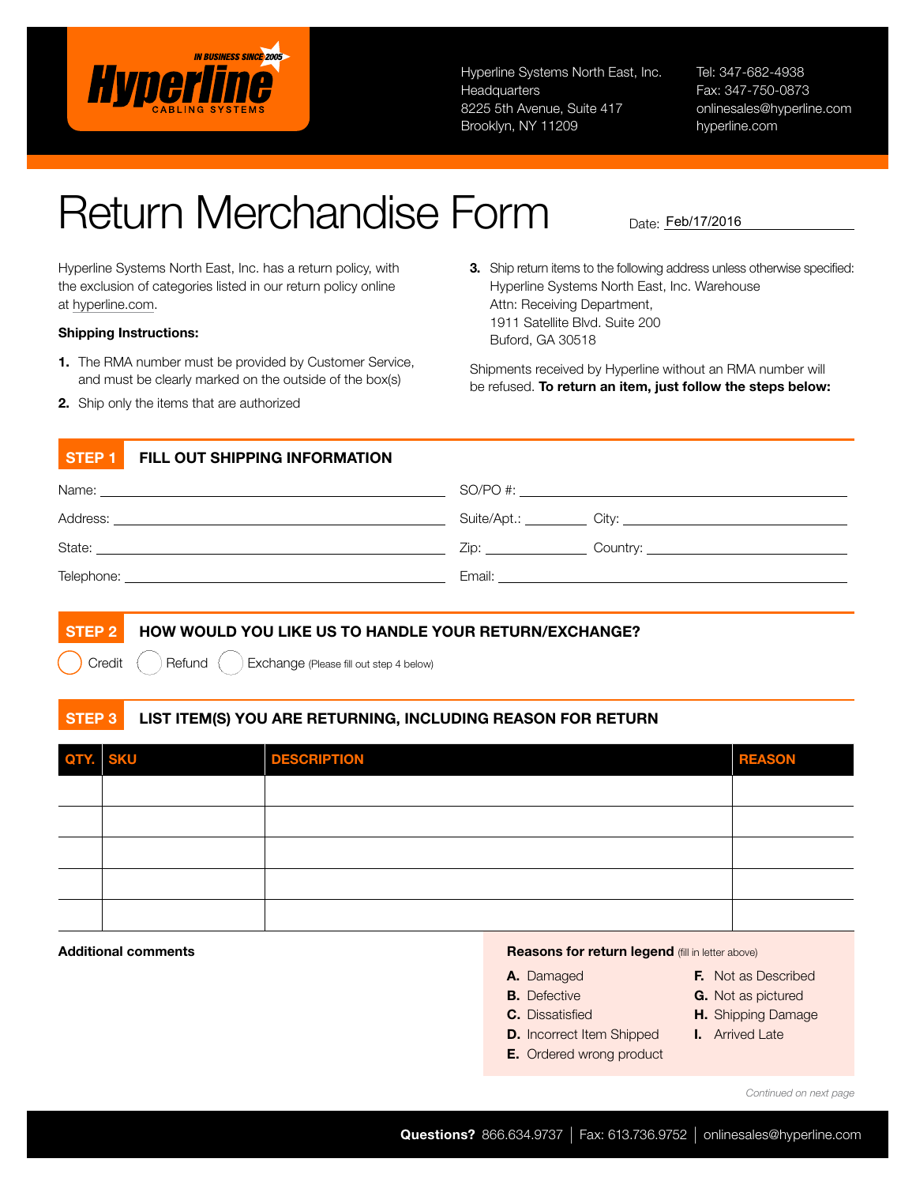**IN BUSINESS SINCE 2005**
**Hyperline**
CABLING SYSTEMS

Hyperline Systems North East, Inc.
Headquarters
8225 5th Avenue, Suite 417
Brooklyn, NY 11209

Tel: 347-682-4938
Fax: 347-750-0873
onlinesales@hyperline.com
hyperline.com

# Return Merchandise Form

Date: Feb/17/2016

Hyperline Systems North East, Inc. has a return policy, with the exclusion of categories listed in our return policy online at hyperline.com.

**Shipping Instructions:**

1. The RMA number must be provided by Customer Service, and must be clearly marked on the outside of the box(s)
2. Ship only the items that are authorized
3. Ship return items to the following address unless otherwise specified:
   Hyperline Systems North East, Inc. Warehouse
   Attn: Receiving Department,
   1911 Satellite Blvd. Suite 200
   Buford, GA 30518

Shipments received by Hyperline without an RMA number will be refused. **To return an item, just follow the steps below:**

## STEP 1 FILL OUT SHIPPING INFORMATION

Name: ______________________ SO/PO #: ______________________

Address: ______________________ Suite/Apt.: ________ City: ______________________

State: ______________________ Zip: ________ Country: ______________________

Telephone: ______________________ Email: ______________________

## STEP 2 HOW WOULD YOU LIKE US TO HANDLE YOUR RETURN/EXCHANGE?

○ Credit ○ Refund ○ Exchange (Please fill out step 4 below)

## STEP 3 LIST ITEM(S) YOU ARE RETURNING, INCLUDING REASON FOR RETURN

| QTY. | SKU | DESCRIPTION | REASON |
|---|---|---|---|
| | | | |
| | | | |
| | | | |
| | | | |
| | | | |

**Additional comments**

**Reasons for return legend** (fill in letter above)

- **A.** Damaged
- **B.** Defective
- **C.** Dissatisfied
- **D.** Incorrect Item Shipped
- **E.** Ordered wrong product
- **F.** Not as Described
- **G.** Not as pictured
- **H.** Shipping Damage
- **I.** Arrived Late

*Continued on next page*

**Questions?** 866.634.9737 | Fax: 613.736.9752 | onlinesales@hyperline.com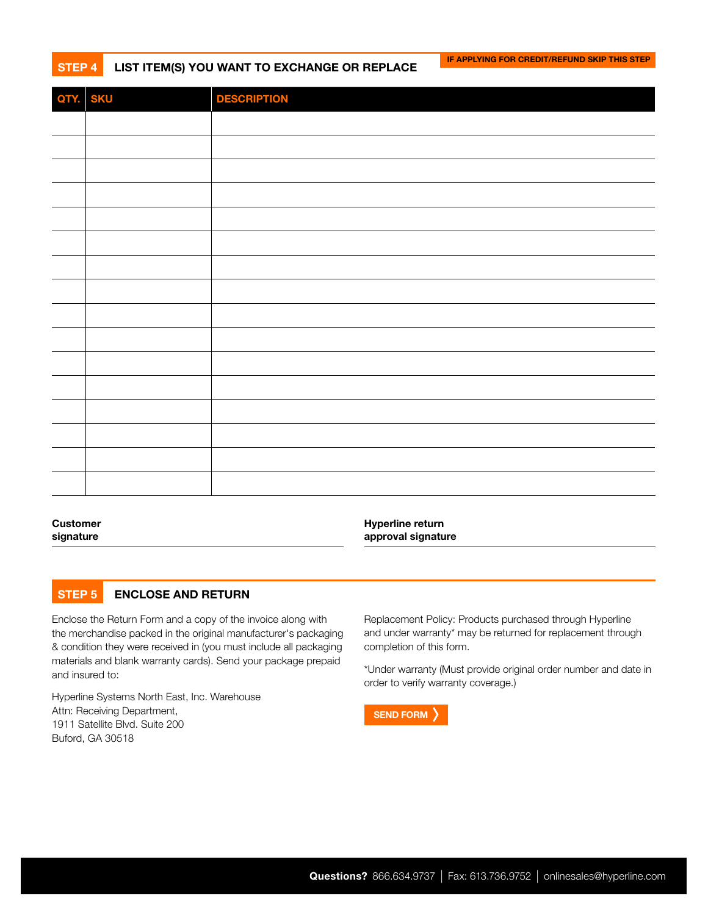## STEP 4 LIST ITEM(S) YOU WANT TO EXCHANGE OR REPLACE

IF APPLYING FOR CREDIT/REFUND SKIP THIS STEP

| QTY. | SKU | DESCRIPTION |
|---|---|---|
| | | |
| | | |
| | | |
| | | |
| | | |
| | | |
| | | |
| | | |
| | | |
| | | |
| | | |
| | | |
| | | |
| | | |
| | | |
| | | |

**Customer signature**

**Hyperline return approval signature**

## STEP 5 ENCLOSE AND RETURN

Enclose the Return Form and a copy of the invoice along with the merchandise packed in the original manufacturer's packaging & condition they were received in (you must include all packaging materials and blank warranty cards). Send your package prepaid and insured to:

Hyperline Systems North East, Inc. Warehouse
Attn: Receiving Department,
1911 Satellite Blvd. Suite 200
Buford, GA 30518

Replacement Policy: Products purchased through Hyperline and under warranty* may be returned for replacement through completion of this form.

*Under warranty (Must provide original order number and date in order to verify warranty coverage.)

SEND FORM ❯

**Questions?** 866.634.9737 | Fax: 613.736.9752 | onlinesales@hyperline.com